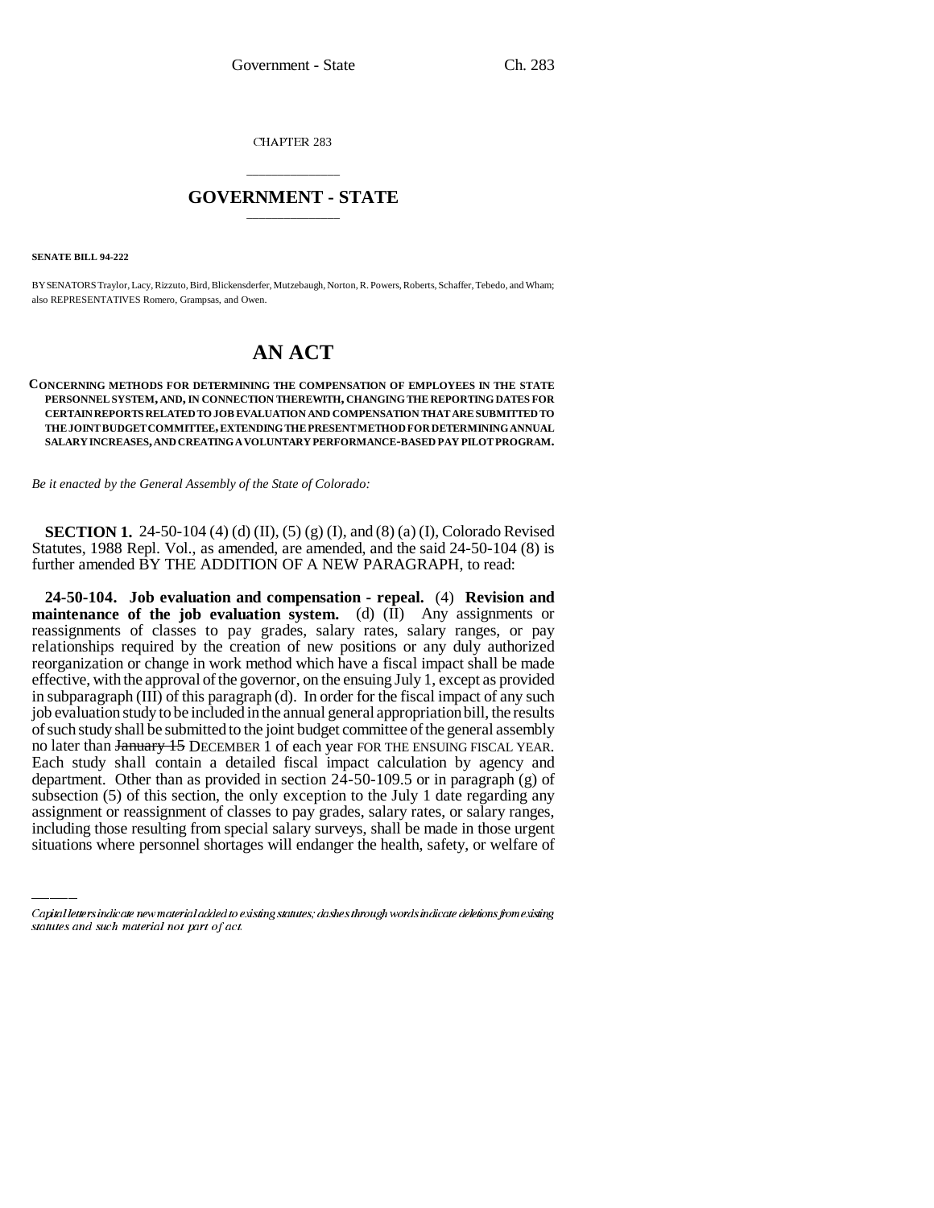CHAPTER 283

# GOVERNMENT - STATE

**SENATE BILL 94-222**

BY SENATORS Traylor, Lacy, Rizzuto, Bird, Blickensderfer, Mutzebaugh, Norton, R. Powers, Roberts, Schaffer, Tebedo, and Wham; also REPRESENTATIVES Romero, Grampsas, and Owen.

# AN ACT

**CONCERNING METHODS FOR DETERMINING THE COMPENSATION OF EMPLOYEES IN THE STATE PERSONNEL SYSTEM, AND, IN CONNECTION THEREWITH, CHANGING THE REPORTING DATES FOR CERTAIN REPORTS RELATED TO JOB EVALUATION AND COMPENSATION THAT ARE SUBMITTED TO THE JOINT BUDGET COMMITTEE, EXTENDING THE PRESENT METHOD FOR DETERMINING ANNUAL SALARY INCREASES, AND CREATING A VOLUNTARY PERFORMANCE-BASED PAY PILOT PROGRAM.**

*Be it enacted by the General Assembly of the State of Colorado:*

**SECTION 1.** 24-50-104 (4) (d) (II), (5) (g) (I), and (8) (a) (I), Colorado Revised Statutes, 1988 Repl. Vol., as amended, are amended, and the said 24-50-104 (8) is further amended BY THE ADDITION OF A NEW PARAGRAPH, to read:

**24-50-104. Job evaluation and compensation - repeal.** (4) **Revision and maintenance of the job evaluation system.** (d) (II) Any assignments or reassignments of classes to pay grades, salary rates, salary ranges, or pay relationships required by the creation of new positions or any duly authorized reorganization or change in work method which have a fiscal impact shall be made effective, with the approval of the governor, on the ensuing July 1, except as provided in subparagraph (III) of this paragraph (d). In order for the fiscal impact of any such job evaluation study to be included in the annual general appropriation bill, the results of such study shall be submitted to the joint budget committee of the general assembly no later than ~~January 15~~ DECEMBER 1 of each year FOR THE ENSUING FISCAL YEAR. Each study shall contain a detailed fiscal impact calculation by agency and department. Other than as provided in section 24-50-109.5 or in paragraph (g) of subsection (5) of this section, the only exception to the July 1 date regarding any assignment or reassignment of classes to pay grades, salary rates, or salary ranges, including those resulting from special salary surveys, shall be made in those urgent situations where personnel shortages will endanger the health, safety, or welfare of

Capital letters indicate new material added to existing statutes; dashes through words indicate deletions from existing statutes and such material not part of act.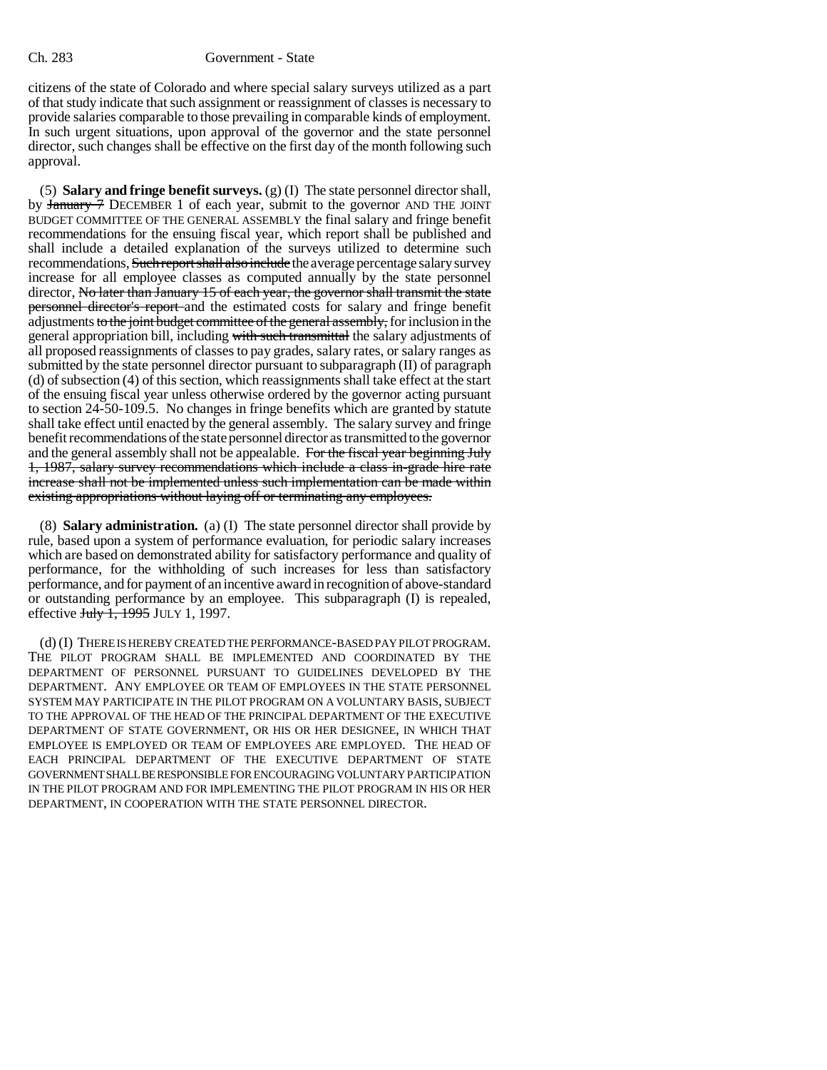citizens of the state of Colorado and where special salary surveys utilized as a part of that study indicate that such assignment or reassignment of classes is necessary to provide salaries comparable to those prevailing in comparable kinds of employment. In such urgent situations, upon approval of the governor and the state personnel director, such changes shall be effective on the first day of the month following such approval.

(5) **Salary and fringe benefit surveys.** (g) (I) The state personnel director shall, by ~~January 7~~ DECEMBER 1 of each year, submit to the governor AND THE JOINT BUDGET COMMITTEE OF THE GENERAL ASSEMBLY the final salary and fringe benefit recommendations for the ensuing fiscal year, which report shall be published and shall include a detailed explanation of the surveys utilized to determine such recommendations, ~~Such report shall also include~~ the average percentage salary survey increase for all employee classes as computed annually by the state personnel director, ~~No later than January 15 of each year, the governor shall transmit the state personnel director's report~~ and the estimated costs for salary and fringe benefit adjustments ~~to the joint budget committee of the general assembly,~~ for inclusion in the general appropriation bill, including ~~with such transmittal~~ the salary adjustments of all proposed reassignments of classes to pay grades, salary rates, or salary ranges as submitted by the state personnel director pursuant to subparagraph (II) of paragraph (d) of subsection (4) of this section, which reassignments shall take effect at the start of the ensuing fiscal year unless otherwise ordered by the governor acting pursuant to section 24-50-109.5. No changes in fringe benefits which are granted by statute shall take effect until enacted by the general assembly. The salary survey and fringe benefit recommendations of the state personnel director as transmitted to the governor and the general assembly shall not be appealable. ~~For the fiscal year beginning July 1, 1987, salary survey recommendations which include a class in-grade hire rate increase shall not be implemented unless such implementation can be made within existing appropriations without laying off or terminating any employees.~~

(8) **Salary administration.** (a) (I) The state personnel director shall provide by rule, based upon a system of performance evaluation, for periodic salary increases which are based on demonstrated ability for satisfactory performance and quality of performance, for the withholding of such increases for less than satisfactory performance, and for payment of an incentive award in recognition of above-standard or outstanding performance by an employee. This subparagraph (I) is repealed, effective ~~July 1, 1995~~ JULY 1, 1997.

(d) (I) THERE IS HEREBY CREATED THE PERFORMANCE-BASED PAY PILOT PROGRAM. THE PILOT PROGRAM SHALL BE IMPLEMENTED AND COORDINATED BY THE DEPARTMENT OF PERSONNEL PURSUANT TO GUIDELINES DEVELOPED BY THE DEPARTMENT. ANY EMPLOYEE OR TEAM OF EMPLOYEES IN THE STATE PERSONNEL SYSTEM MAY PARTICIPATE IN THE PILOT PROGRAM ON A VOLUNTARY BASIS, SUBJECT TO THE APPROVAL OF THE HEAD OF THE PRINCIPAL DEPARTMENT OF THE EXECUTIVE DEPARTMENT OF STATE GOVERNMENT, OR HIS OR HER DESIGNEE, IN WHICH THAT EMPLOYEE IS EMPLOYED OR TEAM OF EMPLOYEES ARE EMPLOYED. THE HEAD OF EACH PRINCIPAL DEPARTMENT OF THE EXECUTIVE DEPARTMENT OF STATE GOVERNMENT SHALL BE RESPONSIBLE FOR ENCOURAGING VOLUNTARY PARTICIPATION IN THE PILOT PROGRAM AND FOR IMPLEMENTING THE PILOT PROGRAM IN HIS OR HER DEPARTMENT, IN COOPERATION WITH THE STATE PERSONNEL DIRECTOR.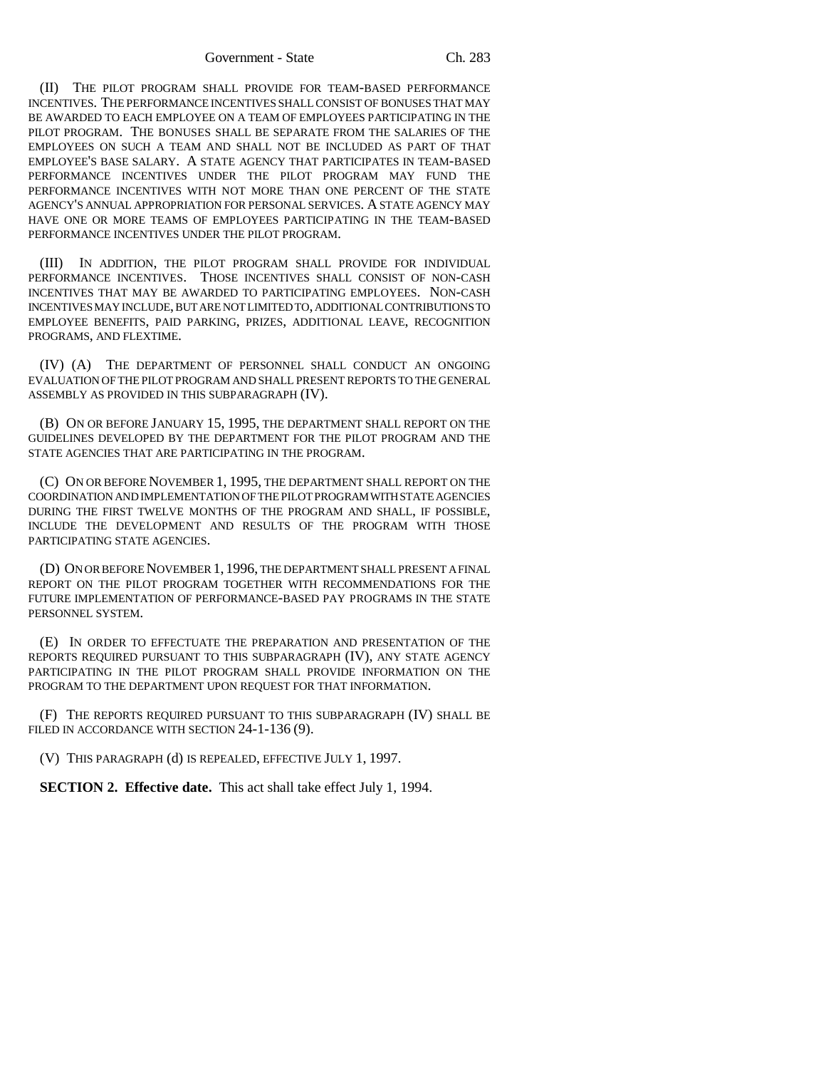(II) THE PILOT PROGRAM SHALL PROVIDE FOR TEAM-BASED PERFORMANCE INCENTIVES. THE PERFORMANCE INCENTIVES SHALL CONSIST OF BONUSES THAT MAY BE AWARDED TO EACH EMPLOYEE ON A TEAM OF EMPLOYEES PARTICIPATING IN THE PILOT PROGRAM. THE BONUSES SHALL BE SEPARATE FROM THE SALARIES OF THE EMPLOYEES ON SUCH A TEAM AND SHALL NOT BE INCLUDED AS PART OF THAT EMPLOYEE'S BASE SALARY. A STATE AGENCY THAT PARTICIPATES IN TEAM-BASED PERFORMANCE INCENTIVES UNDER THE PILOT PROGRAM MAY FUND THE PERFORMANCE INCENTIVES WITH NOT MORE THAN ONE PERCENT OF THE STATE AGENCY'S ANNUAL APPROPRIATION FOR PERSONAL SERVICES. A STATE AGENCY MAY HAVE ONE OR MORE TEAMS OF EMPLOYEES PARTICIPATING IN THE TEAM-BASED PERFORMANCE INCENTIVES UNDER THE PILOT PROGRAM.

(III) IN ADDITION, THE PILOT PROGRAM SHALL PROVIDE FOR INDIVIDUAL PERFORMANCE INCENTIVES. THOSE INCENTIVES SHALL CONSIST OF NON-CASH INCENTIVES THAT MAY BE AWARDED TO PARTICIPATING EMPLOYEES. NON-CASH INCENTIVES MAY INCLUDE, BUT ARE NOT LIMITED TO, ADDITIONAL CONTRIBUTIONS TO EMPLOYEE BENEFITS, PAID PARKING, PRIZES, ADDITIONAL LEAVE, RECOGNITION PROGRAMS, AND FLEXTIME.

(IV) (A) THE DEPARTMENT OF PERSONNEL SHALL CONDUCT AN ONGOING EVALUATION OF THE PILOT PROGRAM AND SHALL PRESENT REPORTS TO THE GENERAL ASSEMBLY AS PROVIDED IN THIS SUBPARAGRAPH (IV).

(B) ON OR BEFORE JANUARY 15, 1995, THE DEPARTMENT SHALL REPORT ON THE GUIDELINES DEVELOPED BY THE DEPARTMENT FOR THE PILOT PROGRAM AND THE STATE AGENCIES THAT ARE PARTICIPATING IN THE PROGRAM.

(C) ON OR BEFORE NOVEMBER 1, 1995, THE DEPARTMENT SHALL REPORT ON THE COORDINATION AND IMPLEMENTATION OF THE PILOT PROGRAM WITH STATE AGENCIES DURING THE FIRST TWELVE MONTHS OF THE PROGRAM AND SHALL, IF POSSIBLE, INCLUDE THE DEVELOPMENT AND RESULTS OF THE PROGRAM WITH THOSE PARTICIPATING STATE AGENCIES.

(D) ON OR BEFORE NOVEMBER 1, 1996, THE DEPARTMENT SHALL PRESENT A FINAL REPORT ON THE PILOT PROGRAM TOGETHER WITH RECOMMENDATIONS FOR THE FUTURE IMPLEMENTATION OF PERFORMANCE-BASED PAY PROGRAMS IN THE STATE PERSONNEL SYSTEM.

(E) IN ORDER TO EFFECTUATE THE PREPARATION AND PRESENTATION OF THE REPORTS REQUIRED PURSUANT TO THIS SUBPARAGRAPH (IV), ANY STATE AGENCY PARTICIPATING IN THE PILOT PROGRAM SHALL PROVIDE INFORMATION ON THE PROGRAM TO THE DEPARTMENT UPON REQUEST FOR THAT INFORMATION.

(F) THE REPORTS REQUIRED PURSUANT TO THIS SUBPARAGRAPH (IV) SHALL BE FILED IN ACCORDANCE WITH SECTION 24-1-136 (9).

(V) THIS PARAGRAPH (d) IS REPEALED, EFFECTIVE JULY 1, 1997.

**SECTION 2. Effective date.** This act shall take effect July 1, 1994.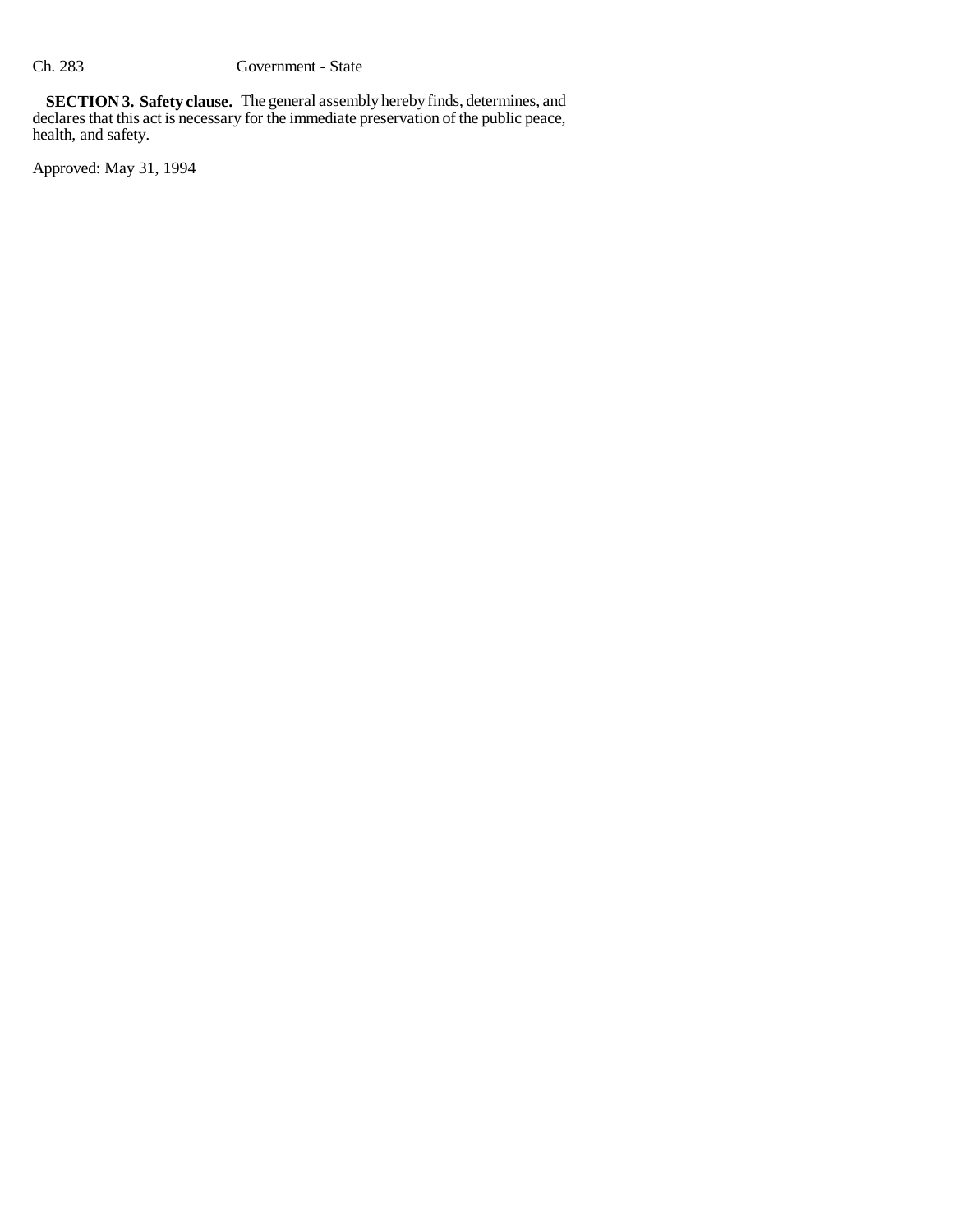**SECTION 3. Safety clause.** The general assembly hereby finds, determines, and declares that this act is necessary for the immediate preservation of the public peace, health, and safety.

Approved: May 31, 1994